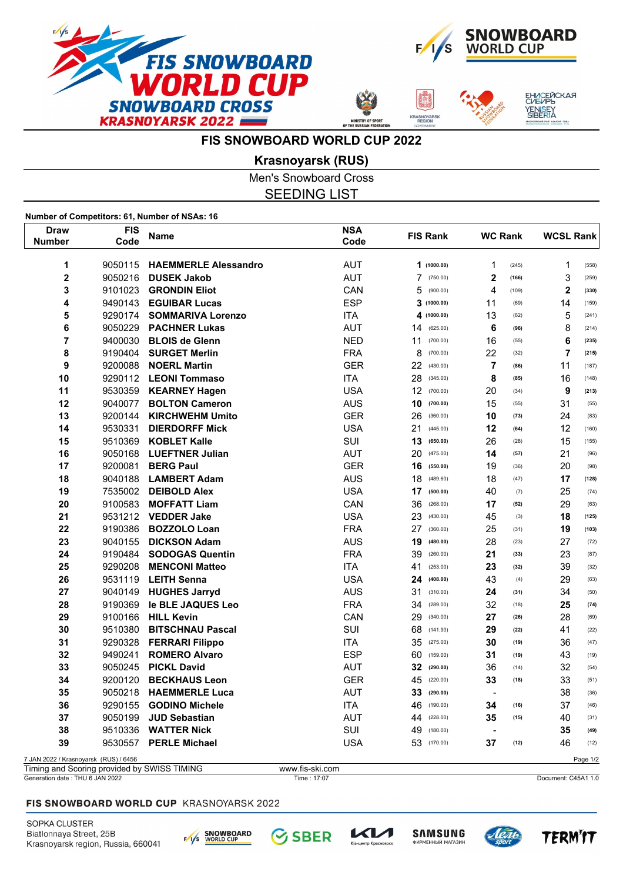# FIS SNOWBOARD WORLD CUP 2022

## Krasnoyarsk (RUS)

Men's Snowboard Cross

SEEDING LIST

**Number of Competitors: 61, Number of NSAs: 16**

| Draw Number | FIS Code | Name | NSA Code | FIS Rank | | WC Rank | | WCSL Rank | |
|---|---|---|---|---|---|---|---|---|---|
| 1 | 9050115 | **HAEMMERLE Alessandro** | AUT | **1** | **(1000.00)** | 1 | (245) | 1 | (558) |
| 2 | 9050216 | **DUSEK Jakob** | AUT | 7 | (750.00) | **2** | **(166)** | 3 | (259) |
| 3 | 9101023 | **GRONDIN Eliot** | CAN | 5 | (900.00) | 4 | (109) | **2** | **(330)** |
| 4 | 9490143 | **EGUIBAR Lucas** | ESP | **3** | **(1000.00)** | 11 | (69) | 14 | (159) |
| 5 | 9290174 | **SOMMARIVA Lorenzo** | ITA | **4** | **(1000.00)** | 13 | (62) | 5 | (241) |
| 6 | 9050229 | **PACHNER Lukas** | AUT | 14 | (625.00) | **6** | **(96)** | 8 | (214) |
| 7 | 9400030 | **BLOIS de Glenn** | NED | 11 | (700.00) | 16 | (55) | **6** | **(235)** |
| 8 | 9190404 | **SURGET Merlin** | FRA | 8 | (700.00) | 22 | (32) | **7** | **(215)** |
| 9 | 9200088 | **NOERL Martin** | GER | 22 | (430.00) | **7** | **(86)** | 11 | (187) |
| 10 | 9290112 | **LEONI Tommaso** | ITA | 28 | (345.00) | **8** | **(85)** | 16 | (148) |
| 11 | 9530359 | **KEARNEY Hagen** | USA | 12 | (700.00) | 20 | (34) | **9** | **(213)** |
| 12 | 9040077 | **BOLTON Cameron** | AUS | **10** | **(700.00)** | 15 | (55) | 31 | (55) |
| 13 | 9200144 | **KIRCHWEHM Umito** | GER | 26 | (360.00) | **10** | **(73)** | 24 | (83) |
| 14 | 9530331 | **DIERDORFF Mick** | USA | 21 | (445.00) | **12** | **(64)** | 12 | (160) |
| 15 | 9510369 | **KOBLET Kalle** | SUI | **13** | **(650.00)** | 26 | (28) | 15 | (155) |
| 16 | 9050168 | **LUEFTNER Julian** | AUT | 20 | (475.00) | **14** | **(57)** | 21 | (96) |
| 17 | 9200081 | **BERG Paul** | GER | **16** | **(550.00)** | 19 | (36) | 20 | (98) |
| 18 | 9040188 | **LAMBERT Adam** | AUS | 18 | (489.60) | 18 | (47) | **17** | **(128)** |
| 19 | 7535002 | **DEIBOLD Alex** | USA | **17** | **(500.00)** | 40 | (7) | 25 | (74) |
| 20 | 9100583 | **MOFFATT Liam** | CAN | 36 | (268.00) | **17** | **(52)** | 29 | (63) |
| 21 | 9531212 | **VEDDER Jake** | USA | 23 | (430.00) | 45 | (3) | **18** | **(125)** |
| 22 | 9190386 | **BOZZOLO Loan** | FRA | 27 | (360.00) | 25 | (31) | **19** | **(103)** |
| 23 | 9040155 | **DICKSON Adam** | AUS | **19** | **(480.00)** | 28 | (23) | 27 | (72) |
| 24 | 9190484 | **SODOGAS Quentin** | FRA | 39 | (260.00) | **21** | **(33)** | 23 | (87) |
| 25 | 9290208 | **MENCONI Matteo** | ITA | 41 | (253.00) | **23** | **(32)** | 39 | (32) |
| 26 | 9531119 | **LEITH Senna** | USA | **24** | **(408.00)** | 43 | (4) | 29 | (63) |
| 27 | 9040149 | **HUGHES Jarryd** | AUS | 31 | (310.00) | **24** | **(31)** | 34 | (50) |
| 28 | 9190369 | **le BLE JAQUES Leo** | FRA | 34 | (289.00) | 32 | (18) | **25** | **(74)** |
| 29 | 9100166 | **HILL Kevin** | CAN | 29 | (340.00) | **27** | **(26)** | 28 | (69) |
| 30 | 9510380 | **BITSCHNAU Pascal** | SUI | 68 | (141.90) | **29** | **(22)** | 41 | (22) |
| 31 | 9290328 | **FERRARI Filippo** | ITA | 35 | (275.00) | **30** | **(19)** | 36 | (47) |
| 32 | 9490241 | **ROMERO Alvaro** | ESP | 60 | (159.00) | **31** | **(19)** | 43 | (19) |
| 33 | 9050245 | **PICKL David** | AUT | **32** | **(290.00)** | 36 | (14) | 32 | (54) |
| 34 | 9200120 | **BECKHAUS Leon** | GER | 45 | (220.00) | **33** | **(18)** | 33 | (51) |
| 35 | 9050218 | **HAEMMERLE Luca** | AUT | **33** | **(290.00)** | - | | 38 | (36) |
| 36 | 9290155 | **GODINO Michele** | ITA | 46 | (190.00) | **34** | **(16)** | 37 | (46) |
| 37 | 9050199 | **JUD Sebastian** | AUT | 44 | (228.00) | **35** | **(15)** | 40 | (31) |
| 38 | 9510336 | **WATTER Nick** | SUI | 49 | (180.00) | - | | **35** | **(49)** |
| 39 | 9530557 | **PERLE Michael** | USA | 53 | (170.00) | **37** | **(12)** | 46 | (12) |

7 JAN 2022 / Krasnoyarsk (RUS) / 6456

Timing and Scoring provided by SWISS TIMING — www.fis-ski.com

Generation date : THU 6 JAN 2022 — Time : 17:07 — Document: C45A1 1.0

FIS SNOWBOARD WORLD CUP KRASNOYARSK 2022

SOPKA CLUSTER
Biatlonnaya Street, 25B
Krasnoyarsk region, Russia, 660041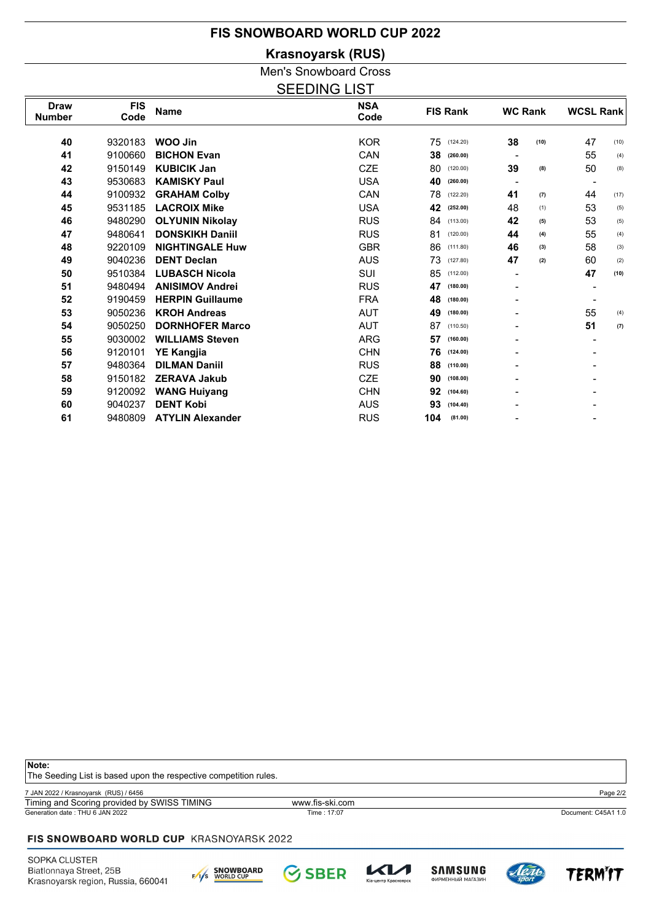# FIS SNOWBOARD WORLD CUP 2022

## Krasnoyarsk (RUS)

### Men's Snowboard Cross

### SEEDING LIST

| Draw Number | FIS Code | Name | NSA Code | FIS Rank | | WC Rank | | WCSL Rank | |
|---|---|---|---|---|---|---|---|---|---|
| 40 | 9320183 | **WOO Jin** | KOR | 75 | (124.20) | **38** | **(10)** | 47 | (10) |
| 41 | 9100660 | **BICHON Evan** | CAN | **38** | **(260.00)** | - | | 55 | (4) |
| 42 | 9150149 | **KUBICIK Jan** | CZE | 80 | (120.00) | **39** | **(8)** | 50 | (8) |
| 43 | 9530683 | **KAMISKY Paul** | USA | **40** | **(260.00)** | - | | - | |
| 44 | 9100932 | **GRAHAM Colby** | CAN | 78 | (122.20) | **41** | **(7)** | 44 | (17) |
| 45 | 9531185 | **LACROIX Mike** | USA | **42** | **(252.00)** | 48 | (1) | 53 | (5) |
| 46 | 9480290 | **OLYUNIN Nikolay** | RUS | 84 | (113.00) | **42** | **(5)** | 53 | (5) |
| 47 | 9480641 | **DONSKIKH Daniil** | RUS | 81 | (120.00) | **44** | **(4)** | 55 | (4) |
| 48 | 9220109 | **NIGHTINGALE Huw** | GBR | 86 | (111.80) | **46** | **(3)** | 58 | (3) |
| 49 | 9040236 | **DENT Declan** | AUS | 73 | (127.80) | **47** | **(2)** | 60 | (2) |
| 50 | 9510384 | **LUBASCH Nicola** | SUI | 85 | (112.00) | - | | **47** | **(10)** |
| 51 | 9480494 | **ANISIMOV Andrei** | RUS | **47** | **(180.00)** | - | | - | |
| 52 | 9190459 | **HERPIN Guillaume** | FRA | **48** | **(180.00)** | - | | - | |
| 53 | 9050236 | **KROH Andreas** | AUT | **49** | **(180.00)** | - | | 55 | (4) |
| 54 | 9050250 | **DORNHOFER Marco** | AUT | 87 | (110.50) | - | | **51** | **(7)** |
| 55 | 9030002 | **WILLIAMS Steven** | ARG | **57** | **(160.00)** | - | | - | |
| 56 | 9120101 | **YE Kangjia** | CHN | **76** | **(124.00)** | - | | - | |
| 57 | 9480364 | **DILMAN Daniil** | RUS | **88** | **(110.00)** | - | | - | |
| 58 | 9150182 | **ZERAVA Jakub** | CZE | **90** | **(108.00)** | - | | - | |
| 59 | 9120092 | **WANG Huiyang** | CHN | **92** | **(104.60)** | - | | - | |
| 60 | 9040237 | **DENT Kobi** | AUS | **93** | **(104.40)** | - | | - | |
| 61 | 9480809 | **ATYLIN Alexander** | RUS | **104** | **(81.00)** | - | | - | |

**Note:**
The Seeding List is based upon the respective competition rules.

7 JAN 2022 / Krasnoyarsk (RUS) / 6456
Timing and Scoring provided by SWISS TIMING — www.fis-ski.com
Generation date : THU 6 JAN 2022 — Time : 17:07 — Document: C45A1 1.0

**FIS SNOWBOARD WORLD CUP** KRASNOYARSK 2022

SOPKA CLUSTER
Biatlonnaya Street, 25B
Krasnoyarsk region, Russia, 660041